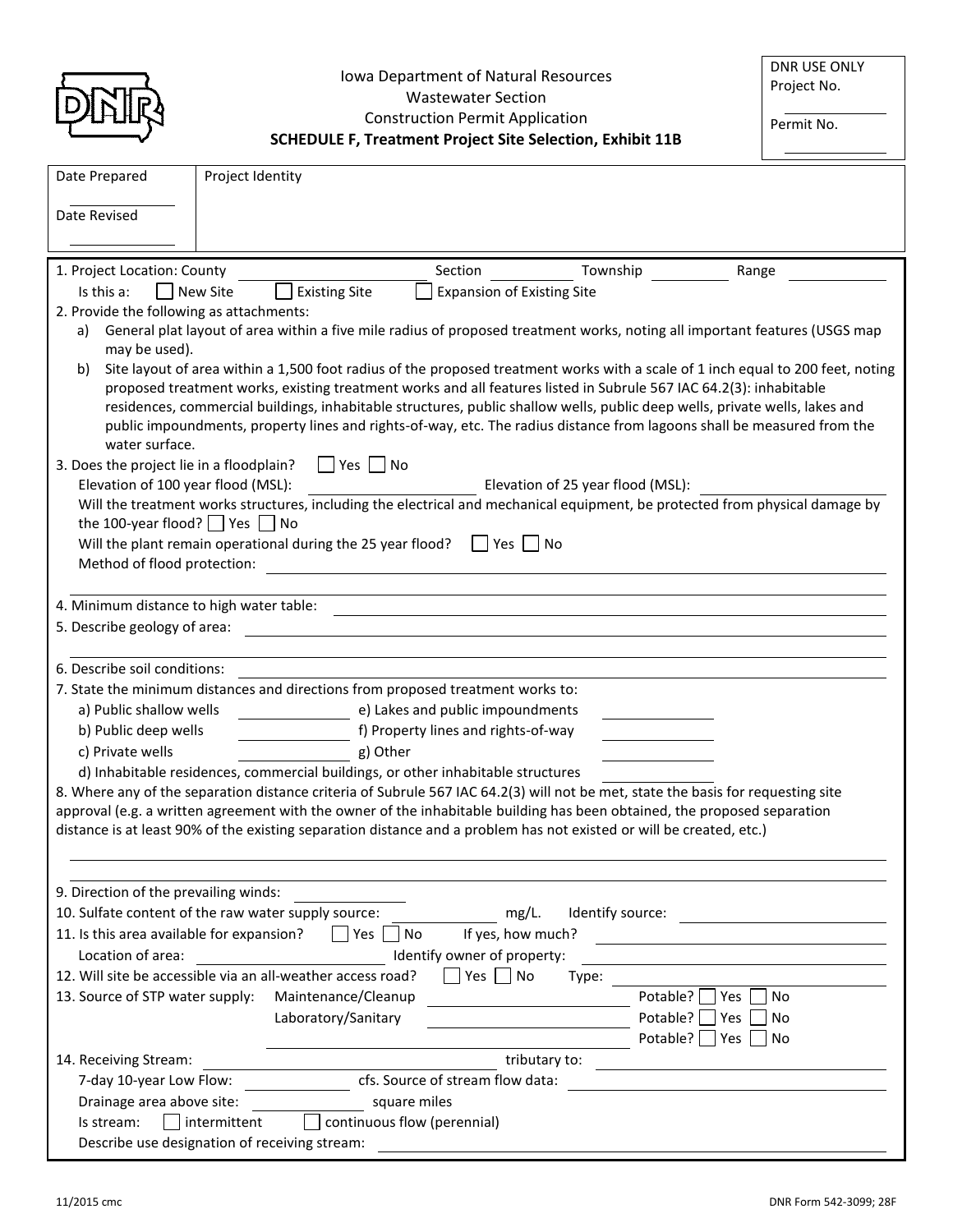Iowa Department of Natural Resources
Wastewater Section
Construction Permit Application
**SCHEDULE F, Treatment Project Site Selection, Exhibit 11B**

DNR USE ONLY
Project No. ____________
Permit No. ____________

| Date Prepared ____________ | Project Identity |
|---|---|
| Date Revised ____________ | |

1. Project Location: County ____________ Section ____________ Township ____________ Range ____________

   Is this a: ☐ New Site ☐ Existing Site ☐ Expansion of Existing Site

2. Provide the following as attachments:
   a) General plat layout of area within a five mile radius of proposed treatment works, noting all important features (USGS map may be used).
   b) Site layout of area within a 1,500 foot radius of the proposed treatment works with a scale of 1 inch equal to 200 feet, noting proposed treatment works, existing treatment works and all features listed in Subrule 567 IAC 64.2(3): inhabitable residences, commercial buildings, inhabitable structures, public shallow wells, public deep wells, private wells, lakes and public impoundments, property lines and rights-of-way, etc. The radius distance from lagoons shall be measured from the water surface.

3. Does the project lie in a floodplain? ☐ Yes ☐ No

   Elevation of 100 year flood (MSL): ____________ Elevation of 25 year flood (MSL): ____________

   Will the treatment works structures, including the electrical and mechanical equipment, be protected from physical damage by the 100-year flood? ☐ Yes ☐ No

   Will the plant remain operational during the 25 year flood? ☐ Yes ☐ No

   Method of flood protection: ____________

4. Minimum distance to high water table: ____________

5. Describe geology of area: ____________

6. Describe soil conditions: ____________

7. State the minimum distances and directions from proposed treatment works to:

   a) Public shallow wells ____________ e) Lakes and public impoundments ____________

   b) Public deep wells ____________ f) Property lines and rights-of-way ____________

   c) Private wells ____________ g) Other ____________

   d) Inhabitable residences, commercial buildings, or other inhabitable structures ____________

8. Where any of the separation distance criteria of Subrule 567 IAC 64.2(3) will not be met, state the basis for requesting site approval (e.g. a written agreement with the owner of the inhabitable building has been obtained, the proposed separation distance is at least 90% of the existing separation distance and a problem has not existed or will be created, etc.)

   ____________

9. Direction of the prevailing winds: ____________

10. Sulfate content of the raw water supply source: ____________ mg/L. Identify source: ____________

11. Is this area available for expansion? ☐ Yes ☐ No If yes, how much? ____________

    Location of area: ____________ Identify owner of property: ____________

12. Will site be accessible via an all-weather access road? ☐ Yes ☐ No Type: ____________

13. Source of STP water supply: Maintenance/Cleanup ____________ Potable? ☐ Yes ☐ No

    Laboratory/Sanitary ____________ Potable? ☐ Yes ☐ No

    ____________ Potable? ☐ Yes ☐ No

14. Receiving Stream: ____________ tributary to: ____________

    7-day 10-year Low Flow: ____________ cfs. Source of stream flow data: ____________

    Drainage area above site: ____________ square miles

    Is stream: ☐ intermittent ☐ continuous flow (perennial)

    Describe use designation of receiving stream: ____________

11/2015 cmc DNR Form 542-3099; 28F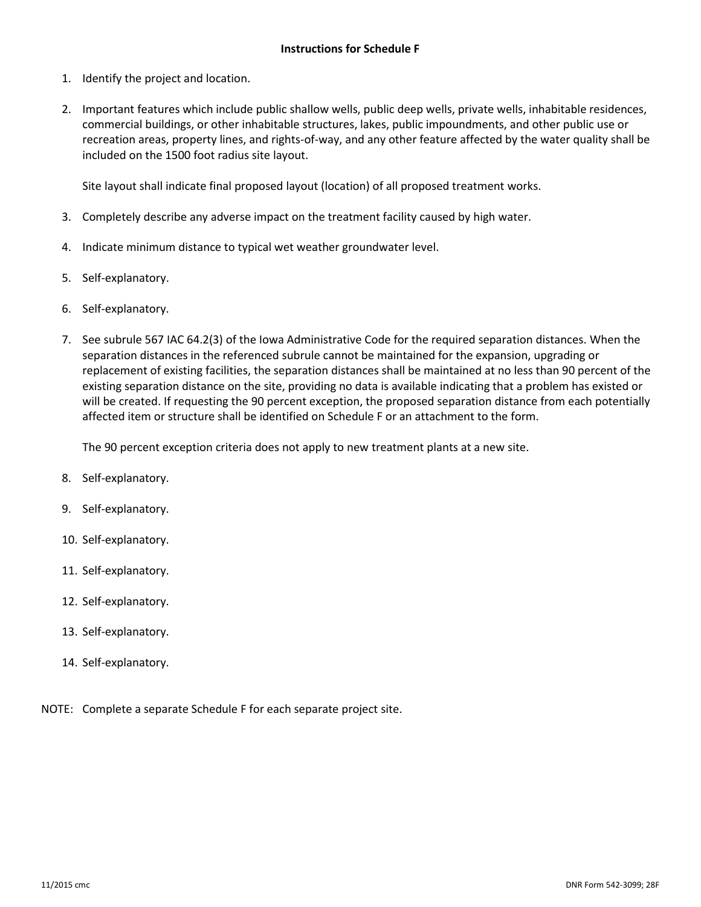## Instructions for Schedule F

1. Identify the project and location.

2. Important features which include public shallow wells, public deep wells, private wells, inhabitable residences, commercial buildings, or other inhabitable structures, lakes, public impoundments, and other public use or recreation areas, property lines, and rights-of-way, and any other feature affected by the water quality shall be included on the 1500 foot radius site layout.

   Site layout shall indicate final proposed layout (location) of all proposed treatment works.

3. Completely describe any adverse impact on the treatment facility caused by high water.

4. Indicate minimum distance to typical wet weather groundwater level.

5. Self-explanatory.

6. Self-explanatory.

7. See subrule 567 IAC 64.2(3) of the Iowa Administrative Code for the required separation distances. When the separation distances in the referenced subrule cannot be maintained for the expansion, upgrading or replacement of existing facilities, the separation distances shall be maintained at no less than 90 percent of the existing separation distance on the site, providing no data is available indicating that a problem has existed or will be created. If requesting the 90 percent exception, the proposed separation distance from each potentially affected item or structure shall be identified on Schedule F or an attachment to the form.

   The 90 percent exception criteria does not apply to new treatment plants at a new site.

8. Self-explanatory.

9. Self-explanatory.

10. Self-explanatory.

11. Self-explanatory.

12. Self-explanatory.

13. Self-explanatory.

14. Self-explanatory.

NOTE: Complete a separate Schedule F for each separate project site.

11/2015 cmc

DNR Form 542-3099; 28F